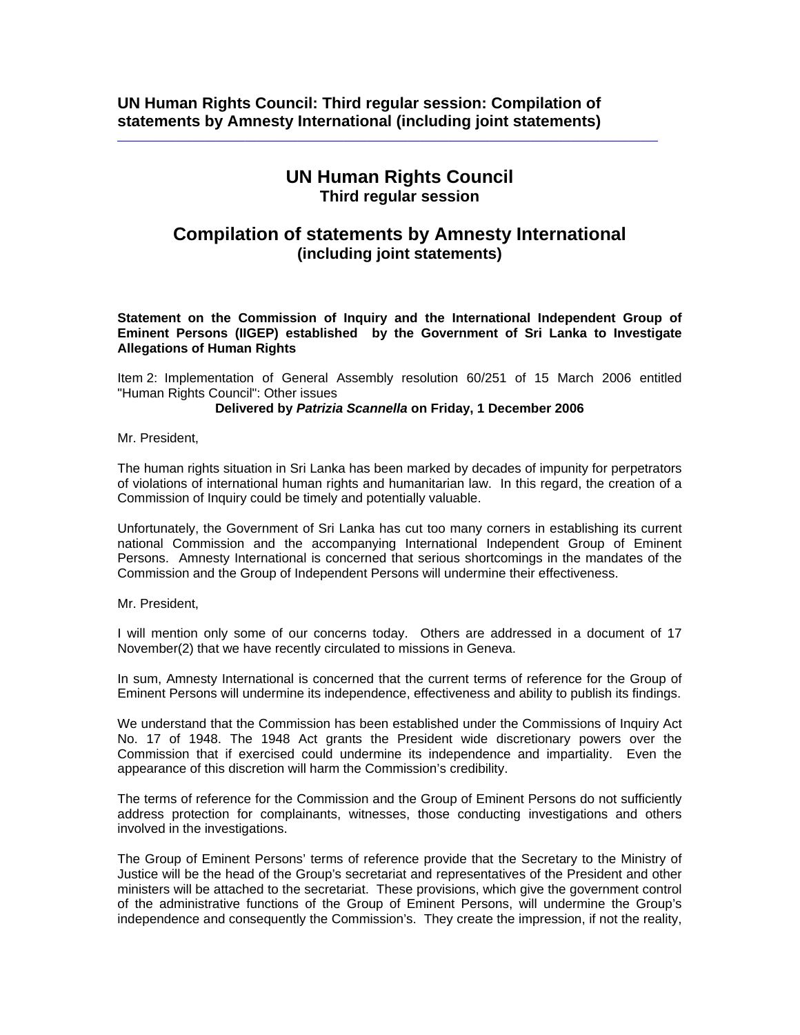**UN Human Rights Council: Third regular session: Compilation of statements by Amnesty International (including joint statements)**

---

# UN Human Rights Council
### Third regular session

## Compilation of statements by Amnesty International
### (including joint statements)

**Statement on the Commission of Inquiry and the International Independent Group of Eminent Persons (IIGEP) established by the Government of Sri Lanka to Investigate Allegations of Human Rights**

Item 2: Implementation of General Assembly resolution 60/251 of 15 March 2006 entitled "Human Rights Council": Other issues

**Delivered by *Patrizia Scannella* on Friday, 1 December 2006**

Mr. President,

The human rights situation in Sri Lanka has been marked by decades of impunity for perpetrators of violations of international human rights and humanitarian law. In this regard, the creation of a Commission of Inquiry could be timely and potentially valuable.

Unfortunately, the Government of Sri Lanka has cut too many corners in establishing its current national Commission and the accompanying International Independent Group of Eminent Persons. Amnesty International is concerned that serious shortcomings in the mandates of the Commission and the Group of Independent Persons will undermine their effectiveness.

Mr. President,

I will mention only some of our concerns today. Others are addressed in a document of 17 November(2) that we have recently circulated to missions in Geneva.

In sum, Amnesty International is concerned that the current terms of reference for the Group of Eminent Persons will undermine its independence, effectiveness and ability to publish its findings.

We understand that the Commission has been established under the Commissions of Inquiry Act No. 17 of 1948. The 1948 Act grants the President wide discretionary powers over the Commission that if exercised could undermine its independence and impartiality. Even the appearance of this discretion will harm the Commission's credibility.

The terms of reference for the Commission and the Group of Eminent Persons do not sufficiently address protection for complainants, witnesses, those conducting investigations and others involved in the investigations.

The Group of Eminent Persons' terms of reference provide that the Secretary to the Ministry of Justice will be the head of the Group's secretariat and representatives of the President and other ministers will be attached to the secretariat. These provisions, which give the government control of the administrative functions of the Group of Eminent Persons, will undermine the Group's independence and consequently the Commission's. They create the impression, if not the reality,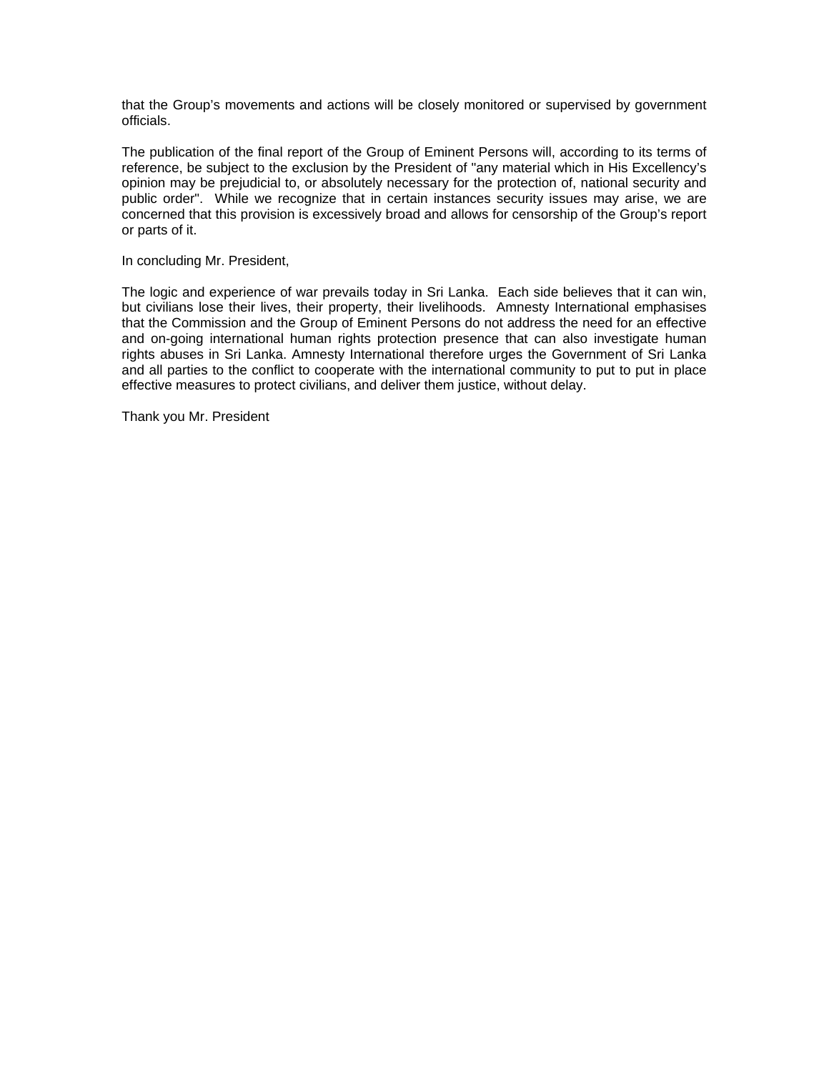that the Group's movements and actions will be closely monitored or supervised by government officials.

The publication of the final report of the Group of Eminent Persons will, according to its terms of reference, be subject to the exclusion by the President of "any material which in His Excellency's opinion may be prejudicial to, or absolutely necessary for the protection of, national security and public order". While we recognize that in certain instances security issues may arise, we are concerned that this provision is excessively broad and allows for censorship of the Group's report or parts of it.

In concluding Mr. President,

The logic and experience of war prevails today in Sri Lanka. Each side believes that it can win, but civilians lose their lives, their property, their livelihoods. Amnesty International emphasises that the Commission and the Group of Eminent Persons do not address the need for an effective and on-going international human rights protection presence that can also investigate human rights abuses in Sri Lanka. Amnesty International therefore urges the Government of Sri Lanka and all parties to the conflict to cooperate with the international community to put to put in place effective measures to protect civilians, and deliver them justice, without delay.

Thank you Mr. President